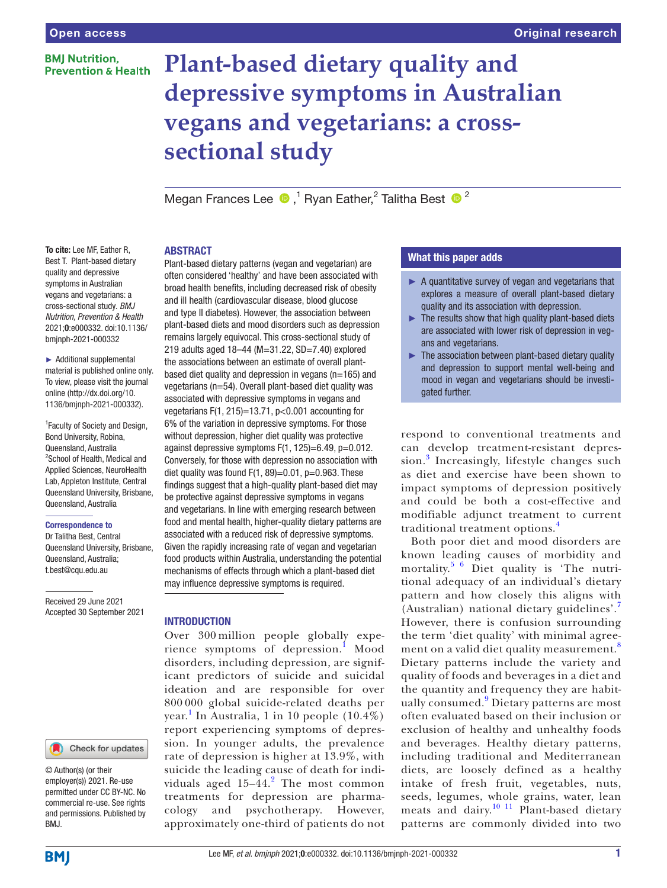Open access

Original research

# Plant-based dietary quality and depressive symptoms in Australian vegans and vegetarians: a cross-sectional study

Megan Frances Lee [1], Ryan Eather [2], Talitha Best [2]

**To cite:** Lee MF, Eather R, Best T. Plant-based dietary quality and depressive symptoms in Australian vegans and vegetarians: a cross-sectional study. *BMJ Nutrition, Prevention & Health* 2021;**0**:e000332. doi:10.1136/bmjnph-2021-000332

► Additional supplemental material is published online only. To view, please visit the journal online (http://dx.doi.org/10.1136/bmjnph-2021-000332).

[1]Faculty of Society and Design, Bond University, Robina, Queensland, Australia
[2]School of Health, Medical and Applied Sciences, NeuroHealth Lab, Appleton Institute, Central Queensland University, Brisbane, Queensland, Australia

**Correspondence to**
Dr Talitha Best, Central Queensland University, Brisbane, Queensland, Australia; t.best@cqu.edu.au

Received 29 June 2021
Accepted 30 September 2021

© Author(s) (or their employer(s)) 2021. Re-use permitted under CC BY-NC. No commercial re-use. See rights and permissions. Published by BMJ.

## ABSTRACT

Plant-based dietary patterns (vegan and vegetarian) are often considered 'healthy' and have been associated with broad health benefits, including decreased risk of obesity and ill health (cardiovascular disease, blood glucose and type II diabetes). However, the association between plant-based diets and mood disorders such as depression remains largely equivocal. This cross-sectional study of 219 adults aged 18–44 (M=31.22, SD=7.40) explored the associations between an estimate of overall plant-based diet quality and depression in vegans (n=165) and vegetarians (n=54). Overall plant-based diet quality was associated with depressive symptoms in vegans and vegetarians $F(1, 215)=13.71$, $p<0.001$ accounting for 6% of the variation in depressive symptoms. For those without depression, higher diet quality was protective against depressive symptoms $F(1, 125)=6.49$, $p=0.012$. Conversely, for those with depression no association with diet quality was found $F(1, 89)=0.01$, $p=0.963$. These findings suggest that a high-quality plant-based diet may be protective against depressive symptoms in vegans and vegetarians. In line with emerging research between food and mental health, higher-quality dietary patterns are associated with a reduced risk of depressive symptoms. Given the rapidly increasing rate of vegan and vegetarian food products within Australia, understanding the potential mechanisms of effects through which a plant-based diet may influence depressive symptoms is required.

## What this paper adds

- A quantitative survey of vegan and vegetarians that explores a measure of overall plant-based dietary quality and its association with depression.
- The results show that high quality plant-based diets are associated with lower risk of depression in vegans and vegetarians.
- The association between plant-based dietary quality and depression to support mental well-being and mood in vegan and vegetarians should be investigated further.

## INTRODUCTION

Over 300 million people globally experience symptoms of depression.[1] Mood disorders, including depression, are significant predictors of suicide and suicidal ideation and are responsible for over 800 000 global suicide-related deaths per year.[1] In Australia, 1 in 10 people (10.4%) report experiencing symptoms of depression. In younger adults, the prevalence rate of depression is higher at 13.9%, with suicide the leading cause of death for individuals aged 15–44.[2] The most common treatments for depression are pharmacology and psychotherapy. However, approximately one-third of patients do not respond to conventional treatments and can develop treatment-resistant depression.[3] Increasingly, lifestyle changes such as diet and exercise have been shown to impact symptoms of depression positively and could be both a cost-effective and modifiable adjunct treatment to current traditional treatment options.[4]

Both poor diet and mood disorders are known leading causes of morbidity and mortality.[5,6] Diet quality is 'The nutritional adequacy of an individual's dietary pattern and how closely this aligns with (Australian) national dietary guidelines'.[7] However, there is confusion surrounding the term 'diet quality' with minimal agreement on a valid diet quality measurement.[8] Dietary patterns include the variety and quality of foods and beverages in a diet and the quantity and frequency they are habitually consumed.[9] Dietary patterns are most often evaluated based on their inclusion or exclusion of healthy and unhealthy foods and beverages. Healthy dietary patterns, including traditional and Mediterranean diets, are loosely defined as a healthy intake of fresh fruit, vegetables, nuts, seeds, legumes, whole grains, water, lean meats and dairy.[10,11] Plant-based dietary patterns are commonly divided into two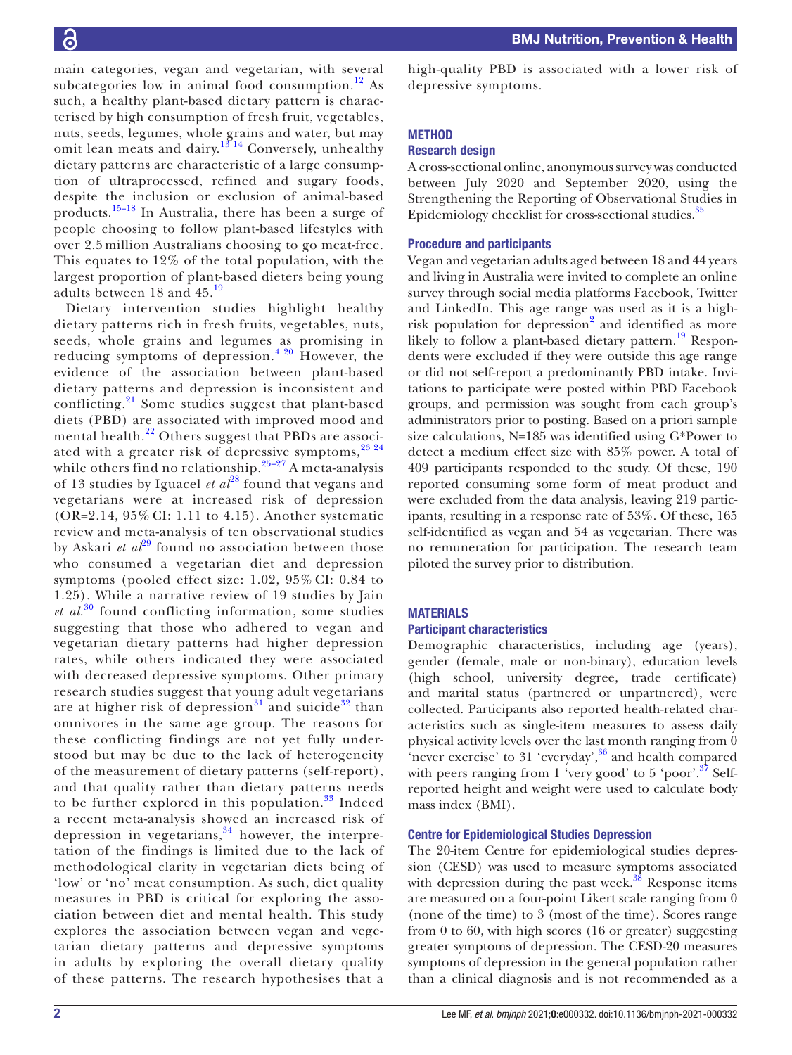main categories, vegan and vegetarian, with several subcategories low in animal food consumption.[12] As such, a healthy plant-based dietary pattern is characterised by high consumption of fresh fruit, vegetables, nuts, seeds, legumes, whole grains and water, but may omit lean meats and dairy.[13 14] Conversely, unhealthy dietary patterns are characteristic of a large consumption of ultraprocessed, refined and sugary foods, despite the inclusion or exclusion of animal-based products.[15–18] In Australia, there has been a surge of people choosing to follow plant-based lifestyles with over 2.5 million Australians choosing to go meat-free. This equates to 12% of the total population, with the largest proportion of plant-based dieters being young adults between 18 and 45.[19]

Dietary intervention studies highlight healthy dietary patterns rich in fresh fruits, vegetables, nuts, seeds, whole grains and legumes as promising in reducing symptoms of depression.[4 20] However, the evidence of the association between plant-based dietary patterns and depression is inconsistent and conflicting.[21] Some studies suggest that plant-based diets (PBD) are associated with improved mood and mental health.[22] Others suggest that PBDs are associated with a greater risk of depressive symptoms,[23 24] while others find no relationship.[25–27] A meta-analysis of 13 studies by Iguacel *et al*[28] found that vegans and vegetarians were at increased risk of depression (OR=2.14, 95% CI: 1.11 to 4.15). Another systematic review and meta-analysis of ten observational studies by Askari *et al*[29] found no association between those who consumed a vegetarian diet and depression symptoms (pooled effect size: 1.02, 95% CI: 0.84 to 1.25). While a narrative review of 19 studies by Jain *et al*.[30] found conflicting information, some studies suggesting that those who adhered to vegan and vegetarian dietary patterns had higher depression rates, while others indicated they were associated with decreased depressive symptoms. Other primary research studies suggest that young adult vegetarians are at higher risk of depression[31] and suicide[32] than omnivores in the same age group. The reasons for these conflicting findings are not yet fully understood but may be due to the lack of heterogeneity of the measurement of dietary patterns (self-report), and that quality rather than dietary patterns needs to be further explored in this population.[33] Indeed a recent meta-analysis showed an increased risk of depression in vegetarians,[34] however, the interpretation of the findings is limited due to the lack of methodological clarity in vegetarian diets being of 'low' or 'no' meat consumption. As such, diet quality measures in PBD is critical for exploring the association between diet and mental health. This study explores the association between vegan and vegetarian dietary patterns and depressive symptoms in adults by exploring the overall dietary quality of these patterns. The research hypothesises that a high-quality PBD is associated with a lower risk of depressive symptoms.

## METHOD

### Research design

A cross-sectional online, anonymous survey was conducted between July 2020 and September 2020, using the Strengthening the Reporting of Observational Studies in Epidemiology checklist for cross-sectional studies.[35]

### Procedure and participants

Vegan and vegetarian adults aged between 18 and 44 years and living in Australia were invited to complete an online survey through social media platforms Facebook, Twitter and LinkedIn. This age range was used as it is a high-risk population for depression[2] and identified as more likely to follow a plant-based dietary pattern.[19] Respondents were excluded if they were outside this age range or did not self-report a predominantly PBD intake. Invitations to participate were posted within PBD Facebook groups, and permission was sought from each group's administrators prior to posting. Based on a priori sample size calculations, N=185 was identified using G*Power to detect a medium effect size with 85% power. A total of 409 participants responded to the study. Of these, 190 reported consuming some form of meat product and were excluded from the data analysis, leaving 219 participants, resulting in a response rate of 53%. Of these, 165 self-identified as vegan and 54 as vegetarian. There was no remuneration for participation. The research team piloted the survey prior to distribution.

## MATERIALS

### Participant characteristics

Demographic characteristics, including age (years), gender (female, male or non-binary), education levels (high school, university degree, trade certificate) and marital status (partnered or unpartnered), were collected. Participants also reported health-related characteristics such as single-item measures to assess daily physical activity levels over the last month ranging from 0 'never exercise' to 31 'everyday',[36] and health compared with peers ranging from 1 'very good' to 5 'poor'.[37] Self-reported height and weight were used to calculate body mass index (BMI).

### Centre for Epidemiological Studies Depression

The 20-item Centre for epidemiological studies depression (CESD) was used to measure symptoms associated with depression during the past week.[38] Response items are measured on a four-point Likert scale ranging from 0 (none of the time) to 3 (most of the time). Scores range from 0 to 60, with high scores (16 or greater) suggesting greater symptoms of depression. The CESD-20 measures symptoms of depression in the general population rather than a clinical diagnosis and is not recommended as a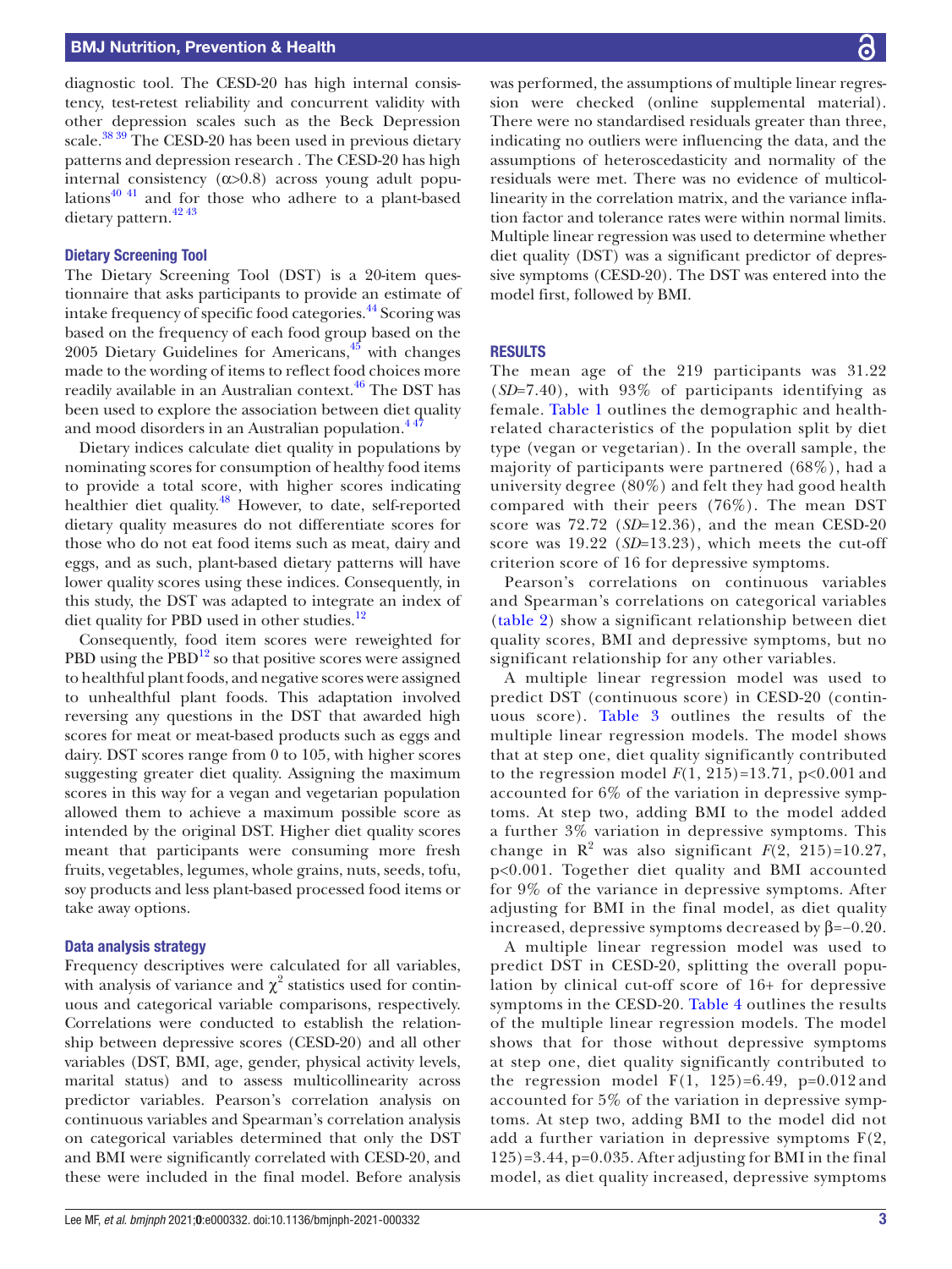diagnostic tool. The CESD-20 has high internal consistency, test-retest reliability and concurrent validity with other depression scales such as the Beck Depression scale.[38 39] The CESD-20 has been used in previous dietary patterns and depression research . The CESD-20 has high internal consistency (α>0.8) across young adult populations[40 41] and for those who adhere to a plant-based dietary pattern.[42 43]

### Dietary Screening Tool

The Dietary Screening Tool (DST) is a 20-item questionnaire that asks participants to provide an estimate of intake frequency of specific food categories.[44] Scoring was based on the frequency of each food group based on the 2005 Dietary Guidelines for Americans,[45] with changes made to the wording of items to reflect food choices more readily available in an Australian context.[46] The DST has been used to explore the association between diet quality and mood disorders in an Australian population.[4 47]

Dietary indices calculate diet quality in populations by nominating scores for consumption of healthy food items to provide a total score, with higher scores indicating healthier diet quality.[48] However, to date, self-reported dietary quality measures do not differentiate scores for those who do not eat food items such as meat, dairy and eggs, and as such, plant-based dietary patterns will have lower quality scores using these indices. Consequently, in this study, the DST was adapted to integrate an index of diet quality for PBD used in other studies.[12]

Consequently, food item scores were reweighted for PBD using the PBD[12] so that positive scores were assigned to healthful plant foods, and negative scores were assigned to unhealthful plant foods. This adaptation involved reversing any questions in the DST that awarded high scores for meat or meat-based products such as eggs and dairy. DST scores range from 0 to 105, with higher scores suggesting greater diet quality. Assigning the maximum scores in this way for a vegan and vegetarian population allowed them to achieve a maximum possible score as intended by the original DST. Higher diet quality scores meant that participants were consuming more fresh fruits, vegetables, legumes, whole grains, nuts, seeds, tofu, soy products and less plant-based processed food items or take away options.

### Data analysis strategy

Frequency descriptives were calculated for all variables, with analysis of variance and $\chi^2$ statistics used for continuous and categorical variable comparisons, respectively. Correlations were conducted to establish the relationship between depressive scores (CESD-20) and all other variables (DST, BMI, age, gender, physical activity levels, marital status) and to assess multicollinearity across predictor variables. Pearson's correlation analysis on continuous variables and Spearman's correlation analysis on categorical variables determined that only the DST and BMI were significantly correlated with CESD-20, and these were included in the final model. Before analysis was performed, the assumptions of multiple linear regression were checked (online supplemental material). There were no standardised residuals greater than three, indicating no outliers were influencing the data, and the assumptions of heteroscedasticity and normality of the residuals were met. There was no evidence of multicollinearity in the correlation matrix, and the variance inflation factor and tolerance rates were within normal limits. Multiple linear regression was used to determine whether diet quality (DST) was a significant predictor of depressive symptoms (CESD-20). The DST was entered into the model first, followed by BMI.

## RESULTS

The mean age of the 219 participants was 31.22 (*SD*=7.40), with 93% of participants identifying as female. Table 1 outlines the demographic and health-related characteristics of the population split by diet type (vegan or vegetarian). In the overall sample, the majority of participants were partnered (68%), had a university degree (80%) and felt they had good health compared with their peers (76%). The mean DST score was 72.72 (*SD*=12.36), and the mean CESD-20 score was 19.22 (*SD*=13.23), which meets the cut-off criterion score of 16 for depressive symptoms.

Pearson's correlations on continuous variables and Spearman's correlations on categorical variables (table 2) show a significant relationship between diet quality scores, BMI and depressive symptoms, but no significant relationship for any other variables.

A multiple linear regression model was used to predict DST (continuous score) in CESD-20 (continuous score). Table 3 outlines the results of the multiple linear regression models. The model shows that at step one, diet quality significantly contributed to the regression model $F(1, 215)=13.71$, $p<0.001$ and accounted for 6% of the variation in depressive symptoms. At step two, adding BMI to the model added a further 3% variation in depressive symptoms. This change in $R^2$ was also significant $F(2, 215)=10.27$, $p<0.001$. Together diet quality and BMI accounted for 9% of the variance in depressive symptoms. After adjusting for BMI in the final model, as diet quality increased, depressive symptoms decreased by $\beta=-0.20$.

A multiple linear regression model was used to predict DST in CESD-20, splitting the overall population by clinical cut-off score of 16+ for depressive symptoms in the CESD-20. Table 4 outlines the results of the multiple linear regression models. The model shows that for those without depressive symptoms at step one, diet quality significantly contributed to the regression model $F(1, 125)=6.49$, $p=0.012$ and accounted for 5% of the variation in depressive symptoms. At step two, adding BMI to the model did not add a further variation in depressive symptoms $F(2, 125)=3.44$, $p=0.035$. After adjusting for BMI in the final model, as diet quality increased, depressive symptoms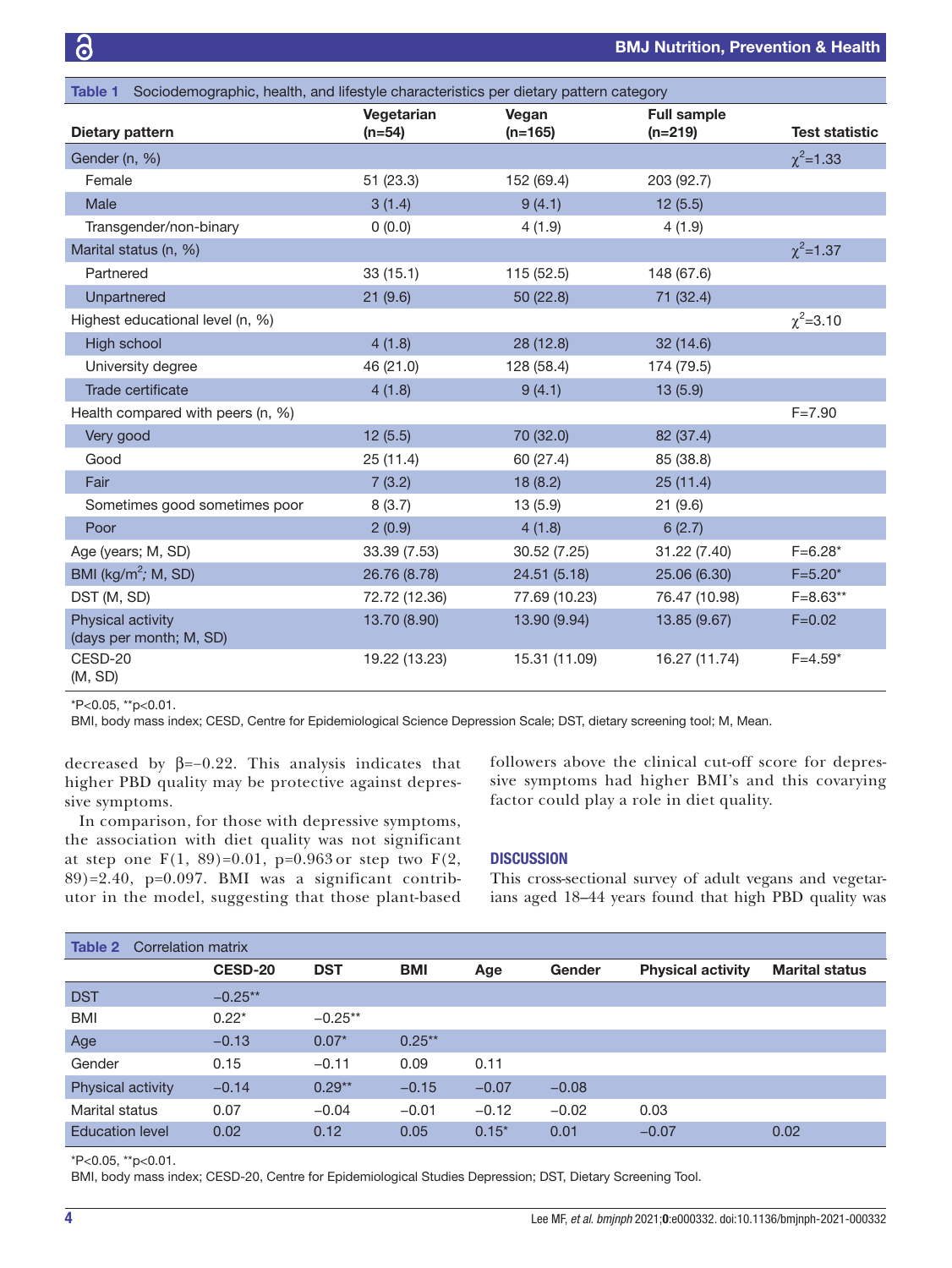Table 1 Sociodemographic, health, and lifestyle characteristics per dietary pattern category

| Dietary pattern | Vegetarian (n=54) | Vegan (n=165) | Full sample (n=219) | Test statistic |
|---|---|---|---|---|
| Gender (n, %) | | | | $\chi^2$=1.33 |
| Female | 51 (23.3) | 152 (69.4) | 203 (92.7) | |
| Male | 3 (1.4) | 9 (4.1) | 12 (5.5) | |
| Transgender/non-binary | 0 (0.0) | 4 (1.9) | 4 (1.9) | |
| Marital status (n, %) | | | | $\chi^2$=1.37 |
| Partnered | 33 (15.1) | 115 (52.5) | 148 (67.6) | |
| Unpartnered | 21 (9.6) | 50 (22.8) | 71 (32.4) | |
| Highest educational level (n, %) | | | | $\chi^2$=3.10 |
| High school | 4 (1.8) | 28 (12.8) | 32 (14.6) | |
| University degree | 46 (21.0) | 128 (58.4) | 174 (79.5) | |
| Trade certificate | 4 (1.8) | 9 (4.1) | 13 (5.9) | |
| Health compared with peers (n, %) | | | | F=7.90 |
| Very good | 12 (5.5) | 70 (32.0) | 82 (37.4) | |
| Good | 25 (11.4) | 60 (27.4) | 85 (38.8) | |
| Fair | 7 (3.2) | 18 (8.2) | 25 (11.4) | |
| Sometimes good sometimes poor | 8 (3.7) | 13 (5.9) | 21 (9.6) | |
| Poor | 2 (0.9) | 4 (1.8) | 6 (2.7) | |
| Age (years; M, SD) | 33.39 (7.53) | 30.52 (7.25) | 31.22 (7.40) | F=6.28* |
| BMI (kg/m$^2$; M, SD) | 26.76 (8.78) | 24.51 (5.18) | 25.06 (6.30) | F=5.20* |
| DST (M, SD) | 72.72 (12.36) | 77.69 (10.23) | 76.47 (10.98) | F=8.63** |
| Physical activity (days per month; M, SD) | 13.70 (8.90) | 13.90 (9.94) | 13.85 (9.67) | F=0.02 |
| CESD-20 (M, SD) | 19.22 (13.23) | 15.31 (11.09) | 16.27 (11.74) | F=4.59* |

*P<0.05, **p<0.01.

BMI, body mass index; CESD, Centre for Epidemiological Science Depression Scale; DST, dietary screening tool; M, Mean.

decreased by β=−0.22. This analysis indicates that higher PBD quality may be protective against depressive symptoms.

In comparison, for those with depressive symptoms, the association with diet quality was not significant at step one $F(1, 89)=0.01$, $p=0.963$ or step two $F(2, 89)=2.40$, $p=0.097$. BMI was a significant contributor in the model, suggesting that those plant-based followers above the clinical cut-off score for depressive symptoms had higher BMI's and this covarying factor could play a role in diet quality.

## DISCUSSION

This cross-sectional survey of adult vegans and vegetarians aged 18–44 years found that high PBD quality was

Table 2 Correlation matrix

| | CESD-20 | DST | BMI | Age | Gender | Physical activity | Marital status |
|---|---|---|---|---|---|---|---|
| DST | −0.25** | | | | | | |
| BMI | 0.22* | −0.25** | | | | | |
| Age | −0.13 | 0.07* | 0.25** | | | | |
| Gender | 0.15 | −0.11 | 0.09 | 0.11 | | | |
| Physical activity | −0.14 | 0.29** | −0.15 | −0.07 | −0.08 | | |
| Marital status | 0.07 | −0.04 | −0.01 | −0.12 | −0.02 | 0.03 | |
| Education level | 0.02 | 0.12 | 0.05 | 0.15* | 0.01 | −0.07 | 0.02 |

*P<0.05, **p<0.01.

BMI, body mass index; CESD-20, Centre for Epidemiological Studies Depression; DST, Dietary Screening Tool.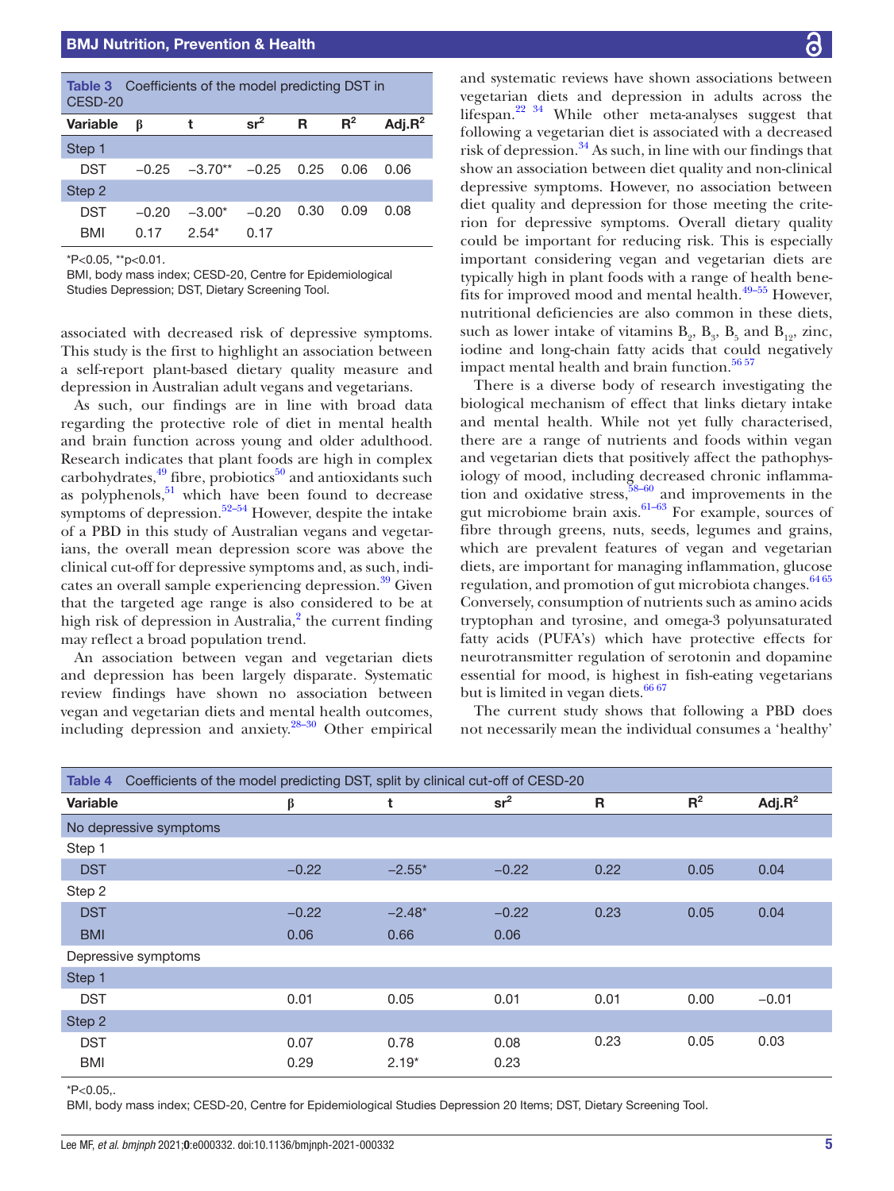**Table 3** Coefficients of the model predicting DST in CESD-20

| Variable | β | t | $sr^2$ | R | $R^2$ | Adj.$R^2$ |
|---|---|---|---|---|---|---|
| Step 1 | | | | | | |
| DST | −0.25 | −3.70** | −0.25 | 0.25 | 0.06 | 0.06 |
| Step 2 | | | | | | |
| DST | −0.20 | −3.00* | −0.20 | 0.30 | 0.09 | 0.08 |
| BMI | 0.17 | 2.54* | 0.17 | | | |

*P<0.05, **p<0.01.

BMI, body mass index; CESD-20, Centre for Epidemiological Studies Depression; DST, Dietary Screening Tool.

associated with decreased risk of depressive symptoms. This study is the first to highlight an association between a self-report plant-based dietary quality measure and depression in Australian adult vegans and vegetarians.

As such, our findings are in line with broad data regarding the protective role of diet in mental health and brain function across young and older adulthood. Research indicates that plant foods are high in complex carbohydrates,[49] fibre, probiotics[50] and antioxidants such as polyphenols,[51] which have been found to decrease symptoms of depression.[52–54] However, despite the intake of a PBD in this study of Australian vegans and vegetarians, the overall mean depression score was above the clinical cut-off for depressive symptoms and, as such, indicates an overall sample experiencing depression.[39] Given that the targeted age range is also considered to be at high risk of depression in Australia,[2] the current finding may reflect a broad population trend.

An association between vegan and vegetarian diets and depression has been largely disparate. Systematic review findings have shown no association between vegan and vegetarian diets and mental health outcomes, including depression and anxiety.[28–30] Other empirical and systematic reviews have shown associations between vegetarian diets and depression in adults across the lifespan.[22 34] While other meta-analyses suggest that following a vegetarian diet is associated with a decreased risk of depression.[34] As such, in line with our findings that show an association between diet quality and non-clinical depressive symptoms. However, no association between diet quality and depression for those meeting the criterion for depressive symptoms. Overall dietary quality could be important for reducing risk. This is especially important considering vegan and vegetarian diets are typically high in plant foods with a range of health benefits for improved mood and mental health.[49–55] However, nutritional deficiencies are also common in these diets, such as lower intake of vitamins $B_2$, $B_3$, $B_5$ and $B_{12}$, zinc, iodine and long-chain fatty acids that could negatively impact mental health and brain function.[56 57]

There is a diverse body of research investigating the biological mechanism of effect that links dietary intake and mental health. While not yet fully characterised, there are a range of nutrients and foods within vegan and vegetarian diets that positively affect the pathophysiology of mood, including decreased chronic inflammation and oxidative stress,[58–60] and improvements in the gut microbiome brain axis.[61–63] For example, sources of fibre through greens, nuts, seeds, legumes and grains, which are prevalent features of vegan and vegetarian diets, are important for managing inflammation, glucose regulation, and promotion of gut microbiota changes.[64 65] Conversely, consumption of nutrients such as amino acids tryptophan and tyrosine, and omega-3 polyunsaturated fatty acids (PUFA's) which have protective effects for neurotransmitter regulation of serotonin and dopamine essential for mood, is highest in fish-eating vegetarians but is limited in vegan diets.[66 67]

The current study shows that following a PBD does not necessarily mean the individual consumes a 'healthy'

**Table 4** Coefficients of the model predicting DST, split by clinical cut-off of CESD-20

| Variable | β | t | $sr^2$ | R | $R^2$ | Adj.$R^2$ |
|---|---|---|---|---|---|---|
| No depressive symptoms | | | | | | |
| Step 1 | | | | | | |
| DST | −0.22 | −2.55* | −0.22 | 0.22 | 0.05 | 0.04 |
| Step 2 | | | | | | |
| DST | −0.22 | −2.48* | −0.22 | 0.23 | 0.05 | 0.04 |
| BMI | 0.06 | 0.66 | 0.06 | | | |
| Depressive symptoms | | | | | | |
| Step 1 | | | | | | |
| DST | 0.01 | 0.05 | 0.01 | 0.01 | 0.00 | −0.01 |
| Step 2 | | | | | | |
| DST | 0.07 | 0.78 | 0.08 | 0.23 | 0.05 | 0.03 |
| BMI | 0.29 | 2.19* | 0.23 | | | |

*P<0.05,.

BMI, body mass index; CESD-20, Centre for Epidemiological Studies Depression 20 Items; DST, Dietary Screening Tool.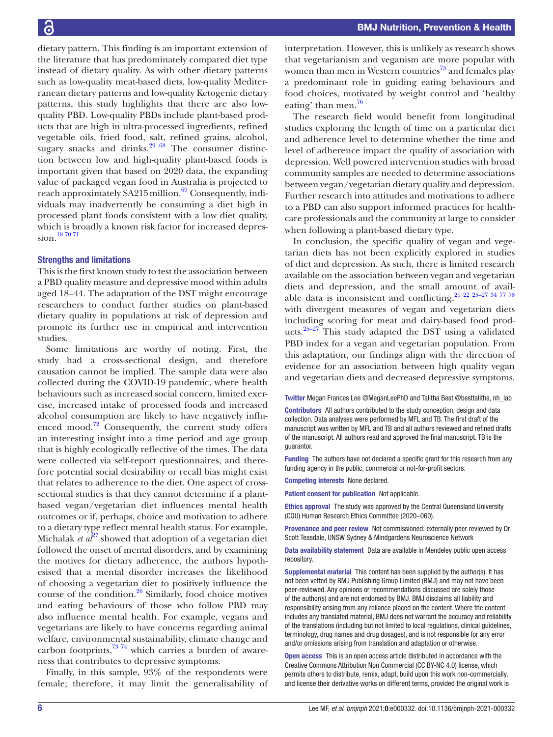dietary pattern. This finding is an important extension of the literature that has predominately compared diet type instead of dietary quality. As with other dietary patterns such as low-quality meat-based diets, low-quality Mediterranean dietary patterns and low-quality Ketogenic dietary patterns, this study highlights that there are also low-quality PBD. Low-quality PBDs include plant-based products that are high in ultra-processed ingredients, refined vegetable oils, fried food, salt, refined grains, alcohol, sugary snacks and drinks.[29 68] The consumer distinction between low and high-quality plant-based foods is important given that based on 2020 data, the expanding value of packaged vegan food in Australia is projected to reach approximately \$A215 million.[69] Consequently, individuals may inadvertently be consuming a diet high in processed plant foods consistent with a low diet quality, which is broadly a known risk factor for increased depression.[18 70 71]

### Strengths and limitations

This is the first known study to test the association between a PBD quality measure and depressive mood within adults aged 18–44. The adaptation of the DST might encourage researchers to conduct further studies on plant-based dietary quality in populations at risk of depression and promote its further use in empirical and intervention studies.

Some limitations are worthy of noting. First, the study had a cross-sectional design, and therefore causation cannot be implied. The sample data were also collected during the COVID-19 pandemic, where health behaviours such as increased social concern, limited exercise, increased intake of processed foods and increased alcohol consumption are likely to have negatively influenced mood.[72] Consequently, the current study offers an interesting insight into a time period and age group that is highly ecologically reflective of the times. The data were collected via self-report questionnaires, and therefore potential social desirability or recall bias might exist that relates to adherence to the diet. One aspect of cross-sectional studies is that they cannot determine if a plant-based vegan/vegetarian diet influences mental health outcomes or if, perhaps, choice and motivation to adhere to a dietary type reflect mental health status. For example, Michalak *et al*[27] showed that adoption of a vegetarian diet followed the onset of mental disorders, and by examining the motives for dietary adherence, the authors hypothesised that a mental disorder increases the likelihood of choosing a vegetarian diet to positively influence the course of the condition.[26] Similarly, food choice motives and eating behaviours of those who follow PBD may also influence mental health. For example, vegans and vegetarians are likely to have concerns regarding animal welfare, environmental sustainability, climate change and carbon footprints,[73 74] which carries a burden of awareness that contributes to depressive symptoms.

Finally, in this sample, 93% of the respondents were female; therefore, it may limit the generalisability of interpretation. However, this is unlikely as research shows that vegetarianism and veganism are more popular with women than men in Western countries[75] and females play a predominant role in guiding eating behaviours and food choices, motivated by weight control and 'healthy eating' than men.[76]

The research field would benefit from longitudinal studies exploring the length of time on a particular diet and adherence level to determine whether the time and level of adherence impact the quality of association with depression. Well powered intervention studies with broad community samples are needed to determine associations between vegan/vegetarian dietary quality and depression. Further research into attitudes and motivations to adhere to a PBD can also support informed practices for healthcare professionals and the community at large to consider when following a plant-based dietary type.

In conclusion, the specific quality of vegan and vegetarian diets has not been explicitly explored in studies of diet and depression. As such, there is limited research available on the association between vegan and vegetarian diets and depression, and the small amount of available data is inconsistent and conflicting,[21 22 25–27 34 77 78] with divergent measures of vegan and vegetarian diets including scoring for meat and dairy-based food products.[25–27] This study adapted the DST using a validated PBD index for a vegan and vegetarian population. From this adaptation, our findings align with the direction of evidence for an association between high quality vegan and vegetarian diets and decreased depressive symptoms.

**Twitter** Megan Frances Lee @MeganLeePhD and Talitha Best @besttalitha, nh_lab

**Contributors** All authors contributed to the study conception, design and data collection. Data analyses were performed by MFL and TB. The first draft of the manuscript was written by MFL and TB and all authors reviewed and refined drafts of the manuscript. All authors read and approved the final manuscript. TB is the guarantor.

**Funding** The authors have not declared a specific grant for this research from any funding agency in the public, commercial or not-for-profit sectors.

**Competing interests** None declared.

**Patient consent for publication** Not applicable.

**Ethics approval** The study was approved by the Central Queensland University (CQU) Human Research Ethics Committee (2020–060).

**Provenance and peer review** Not commissioned; externally peer reviewed by Dr Scott Teasdale, UNSW Sydney & Mindgardens Neuroscience Network

**Data availability statement** Data are available in Mendeley public open access repository.

**Supplemental material** This content has been supplied by the author(s). It has not been vetted by BMJ Publishing Group Limited (BMJ) and may not have been peer-reviewed. Any opinions or recommendations discussed are solely those of the author(s) and are not endorsed by BMJ. BMJ disclaims all liability and responsibility arising from any reliance placed on the content. Where the content includes any translated material, BMJ does not warrant the accuracy and reliability of the translations (including but not limited to local regulations, clinical guidelines, terminology, drug names and drug dosages), and is not responsible for any error and/or omissions arising from translation and adaptation or otherwise.

**Open access** This is an open access article distributed in accordance with the Creative Commons Attribution Non Commercial (CC BY-NC 4.0) license, which permits others to distribute, remix, adapt, build upon this work non-commercially, and license their derivative works on different terms, provided the original work is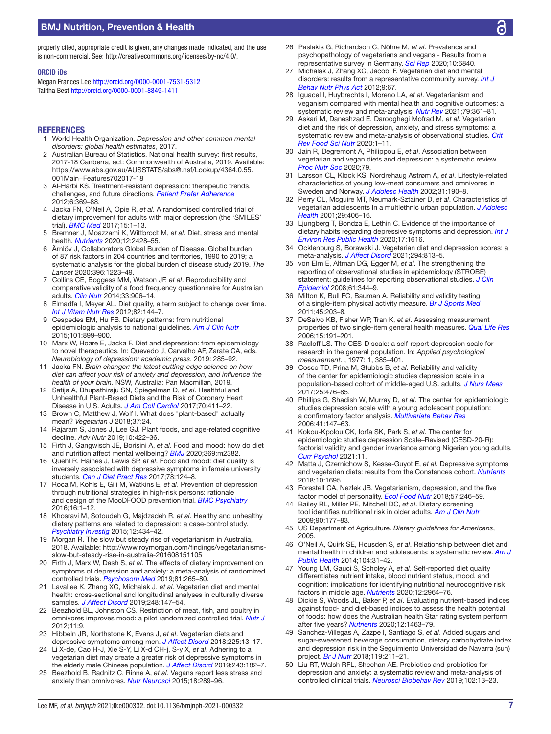properly cited, appropriate credit is given, any changes made indicated, and the use is non-commercial. See: http://creativecommons.org/licenses/by-nc/4.0/.

#### ORCID iDs

Megan Frances Lee http://orcid.org/0000-0001-7531-5312
Talitha Best http://orcid.org/0000-0001-8849-1411

## REFERENCES

1. World Health Organization. *Depression and other common mental disorders: global health estimates*, 2017.
2. Australian Bureau of Statistics. National health survey: first results, 2017-18 Canberra, act: Commonwealth of Australia, 2019. Available: https://www.abs.gov.au/AUSSTATS/abs@.nsf/Lookup/4364.0.55.001Main+Features702017-18
3. Al-Harbi KS. Treatment-resistant depression: therapeutic trends, challenges, and future directions. *Patient Prefer Adherence* 2012;6:369–88.
4. Jacka FN, O'Neil A, Opie R, *et al*. A randomised controlled trial of dietary improvement for adults with major depression (the 'SMILES' trial). *BMC Med* 2017;15:1–13.
5. Bremner J, Moazzami K, Wittbrodt M, *et al*. Diet, stress and mental health. *Nutrients* 2020;12:2428–55.
6. Ärnlöv J, Collaborators Global Burden of Disease. Global burden of 87 risk factors in 204 countries and territories, 1990 to 2019; a systematic analysis for the global burden of disease study 2019. *The Lancet* 2020;396:1223–49.
7. Collins CE, Boggess MM, Watson JF, *et al*. Reproducibility and comparative validity of a food frequency questionnaire for Australian adults. *Clin Nutr* 2014;33:906–14.
8. Elmadfa I, Meyer AL. Diet quality, a term subject to change over time. *Int J Vitam Nutr Res* 2012;82:144–7.
9. Cespedes EM, Hu FB. Dietary patterns: from nutritional epidemiologic analysis to national guidelines. *Am J Clin Nutr* 2015;101:899–900.
10. Marx W, Hoare E, Jacka F. Diet and depression: from epidemiology to novel therapeutics. In: Quevedo J, Carvalho AF, Zarate CA, eds. *Neurobiology of depression: academic press*, 2019: 285–92.
11. Jacka FN. *Brain changer: the latest cutting-edge science on how diet can affect your risk of anxiety and depression, and influence the health of your brain*. NSW, Australia: Pan Macmillan, 2019.
12. Satija A, Bhupathiraju SN, Spiegelman D, *et al*. Healthful and Unhealthful Plant-Based Diets and the Risk of Coronary Heart Disease in U.S. Adults. *J Am Coll Cardiol* 2017;70:411–22.
13. Brown C, Matthew J, Wolf I. What does "plant-based" actually mean? *Vegetarian J* 2018;37:24.
14. Rajaram S, Jones J, Lee GJ. Plant foods, and age-related cognitive decline. *Adv Nutr* 2019;10:422–36.
15. Firth J, Gangwisch JE, Borisini A, *et al*. Food and mood: how do diet and nutrition affect mental wellbeing? *BMJ* 2020;369:m2382.
16. Quehl R, Haines J, Lewis SP, *et al*. Food and mood: diet quality is inversely associated with depressive symptoms in female university students. *Can J Diet Pract Res* 2017;78:124–8.
17. Roca M, Kohls E, Gili M, Watkins E, *et al*. Prevention of depression through nutritional strategies in high-risk persons: rationale and design of the MooDFOOD prevention trial. *BMC Psychiatry* 2016;16:1–12.
18. Khosravi M, Sotoudeh G, Majdzadeh R, *et al*. Healthy and unhealthy dietary patterns are related to depression: a case-control study. *Psychiatry Investig* 2015;12:434–42.
19. Morgan R. The slow but steady rise of vegetarianism in Australia, 2018. Available: http://www.roymorgan.com/findings/vegetarianisms-slow-but-steady-rise-in-australia-201608151105
20. Firth J, Marx W, Dash S, *et al*. The effects of dietary improvement on symptoms of depression and anxiety: a meta-analysis of randomized controlled trials. *Psychosom Med* 2019;81:265–80.
21. Lavallee K, Zhang XC, Michalak J, *et al*. Vegetarian diet and mental health: cross-sectional and longitudinal analyses in culturally diverse samples. *J Affect Disord* 2019;248:147–54.
22. Beezhold BL, Johnston CS. Restriction of meat, fish, and poultry in omnivores improves mood: a pilot randomized controlled trial. *Nutr J* 2012;11:9.
23. Hibbeln JR, Northstone K, Evans J, *et al*. Vegetarian diets and depressive symptoms among men. *J Affect Disord* 2018;225:13–17.
24. Li X-de, Cao H-J, Xie S-Y, Li X-d CH-j, S-y X, *et al*. Adhering to a vegetarian diet may create a greater risk of depressive symptoms in the elderly male Chinese population. *J Affect Disord* 2019;243:182–7.
25. Beezhold B, Radnitz C, Rinne A, *et al*. Vegans report less stress and anxiety than omnivores. *Nutr Neurosci* 2015;18:289–96.
26. Paslakis G, Richardson C, Nöhre M, *et al*. Prevalence and psychopathology of vegetarians and vegans - Results from a representative survey in Germany. *Sci Rep* 2020;10:6840.
27. Michalak J, Zhang XC, Jacobi F. Vegetarian diet and mental disorders: results from a representative community survey. *Int J Behav Nutr Phys Act* 2012;9:67.
28. Iguacel I, Huybrechts I, Moreno LA, *et al*. Vegetarianism and veganism compared with mental health and cognitive outcomes: a systematic review and meta-analysis. *Nutr Rev* 2021;79:361–81.
29. Askari M, Daneshzad E, Darooghegi Mofrad M, *et al*. Vegetarian diet and the risk of depression, anxiety, and stress symptoms: a systematic review and meta-analysis of observational studies. *Crit Rev Food Sci Nutr* 2020:1–11.
30. Jain R, Degremont A, Philippou E, *et al*. Association between vegetarian and vegan diets and depression: a systematic review. *Proc Nutr Soc* 2020;79.
31. Larsson CL, Klock KS, Nordrehaug Aström A, *et al*. Lifestyle-related characteristics of young low-meat consumers and omnivores in Sweden and Norway. *J Adolesc Health* 2002;31:190–8.
32. Perry CL, Mcguire MT, Neumark-Sztainer D, *et al*. Characteristics of vegetarian adolescents in a multiethnic urban population. *J Adolesc Health* 2001;29:406–16.
33. Ljungberg T, Bondza E, Lethin C. Evidence of the importance of dietary habits regarding depressive symptoms and depression. *Int J Environ Res Public Health* 2020;17:1616.
34. Ocklenburg S, Borawski J. Vegetarian diet and depression scores: a meta-analysis. *J Affect Disord* 2021;294:813–5.
35. von Elm E, Altman DG, Egger M, *et al*. The strengthening the reporting of observational studies in epidemiology (STROBE) statement: guidelines for reporting observational studies. *J Clin Epidemiol* 2008;61:344–9.
36. Milton K, Bull FC, Bauman A. Reliability and validity testing of a single-item physical activity measure. *Br J Sports Med* 2011;45:203–8.
37. DeSalvo KB, Fisher WP, Tran K, *et al*. Assessing measurement properties of two single-item general health measures. *Qual Life Res* 2006;15:191–201.
38. Radloff LS. The CES-D scale: a self-report depression scale for research in the general population. In: *Applied psychological measurement*. , 1977: 1, 385–401.
39. Cosco TD, Prina M, Stubbs B, *et al*. Reliability and validity of the center for epidemiologic studies depression scale in a population-based cohort of middle-aged U.S. adults. *J Nurs Meas* 2017;25:476–85.
40. Phillips G, Shadish W, Murray D, *et al*. The center for epidemiologic studies depression scale with a young adolescent population: a confirmatory factor analysis. *Multivariate Behav Res* 2006;41:147–63.
41. Kokou-Kpolou CK, Iorfa SK, Park S, *et al*. The center for epidemiologic studies depression Scale–Revised (CESD-20-R): factorial validity and gender invariance among Nigerian young adults. *Curr Psychol* 2021;11.
42. Matta J, Czernichow S, Kesse-Guyot E, *et al*. Depressive symptoms and vegetarian diets: results from the Constances cohort. *Nutrients* 2018;10:1695.
43. Forestell CA, Nezlek JB. Vegetarianism, depression, and the five factor model of personality. *Ecol Food Nutr* 2018;57:246–59.
44. Bailey RL, Miller PE, Mitchell DC, *et al*. Dietary screening tool identifies nutritional risk in older adults. *Am J Clin Nutr* 2009;90:177–83.
45. US Department of Agriculture. *Dietary guidelines for Americans*, 2005.
46. O'Neil A, Quirk SE, Housden S, *et al*. Relationship between diet and mental health in children and adolescents: a systematic review. *Am J Public Health* 2014;104:31–42.
47. Young LM, Gauci S, Scholey A, *et al*. Self-reported diet quality differentiates nutrient intake, blood nutrient status, mood, and cognition: implications for identifying nutritional neurocognitive risk factors in middle age. *Nutrients* 2020;12:2964–76.
48. Dickie S, Woods JL, Baker P, *et al*. Evaluating nutrient-based indices against food- and diet-based indices to assess the health potential of foods: how does the Australian health Star rating system perform after five years? *Nutrients* 2020;12:1463–79.
49. Sanchez-Villegas A, Zazpe I, Santiago S, *et al*. Added sugars and sugar-sweetened beverage consumption, dietary carbohydrate index and depression risk in the Seguimiento Universidad de Navarra (sun) project. *Br J Nutr* 2018;119:211–21.
50. Liu RT, Walsh RFL, Sheehan AE. Prebiotics and probiotics for depression and anxiety: a systematic review and meta-analysis of controlled clinical trials. *Neurosci Biobehav Rev* 2019;102:13–23.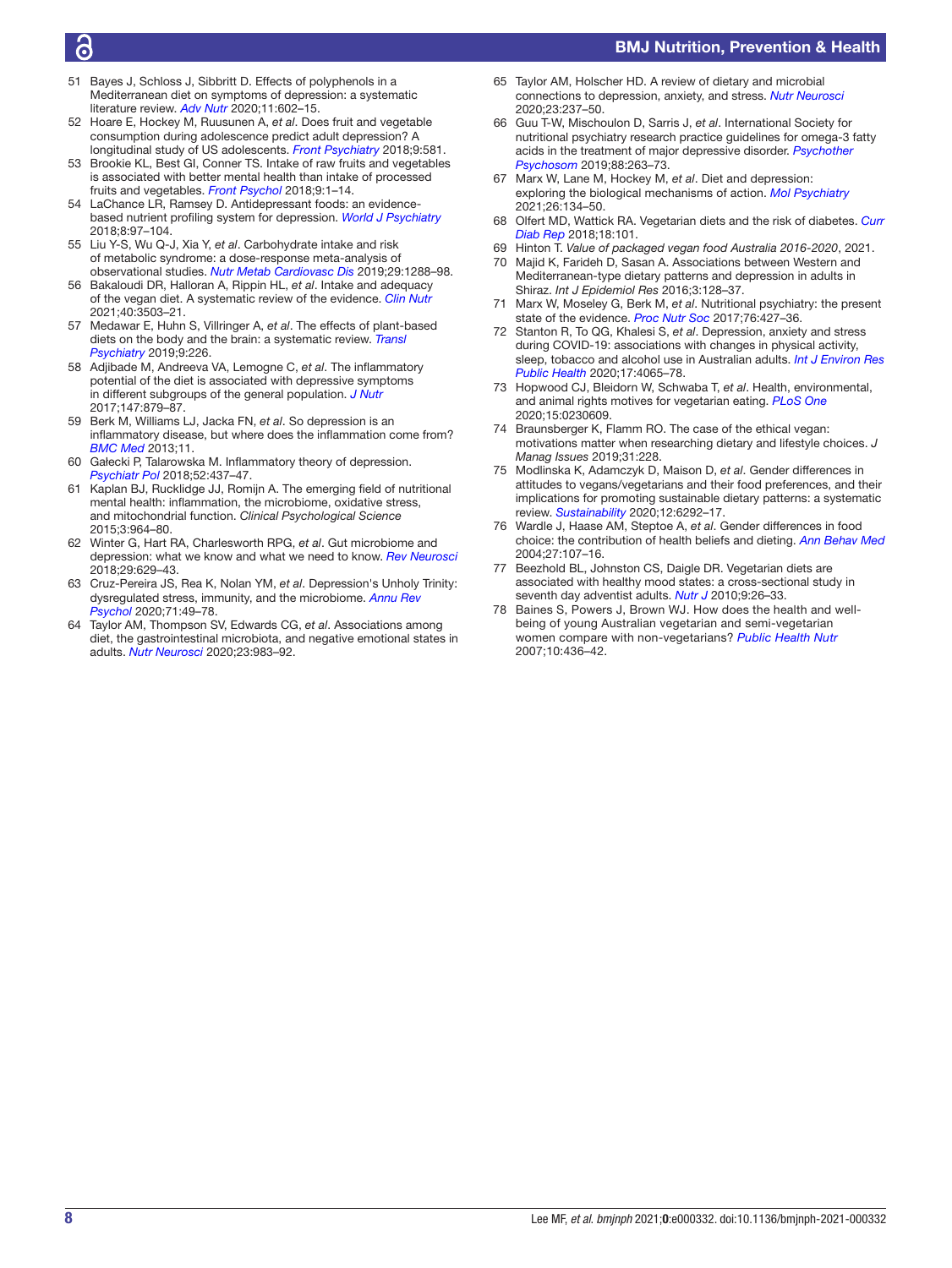51 Bayes J, Schloss J, Sibbritt D. Effects of polyphenols in a Mediterranean diet on symptoms of depression: a systematic literature review. *Adv Nutr* 2020;11:602–15.
52 Hoare E, Hockey M, Ruusunen A, *et al*. Does fruit and vegetable consumption during adolescence predict adult depression? A longitudinal study of US adolescents. *Front Psychiatry* 2018;9:581.
53 Brookie KL, Best GI, Conner TS. Intake of raw fruits and vegetables is associated with better mental health than intake of processed fruits and vegetables. *Front Psychol* 2018;9:1–14.
54 LaChance LR, Ramsey D. Antidepressant foods: an evidence-based nutrient profiling system for depression. *World J Psychiatry* 2018;8:97–104.
55 Liu Y-S, Wu Q-J, Xia Y, *et al*. Carbohydrate intake and risk of metabolic syndrome: a dose-response meta-analysis of observational studies. *Nutr Metab Cardiovasc Dis* 2019;29:1288–98.
56 Bakaloudi DR, Halloran A, Rippin HL, *et al*. Intake and adequacy of the vegan diet. A systematic review of the evidence. *Clin Nutr* 2021;40:3503–21.
57 Medawar E, Huhn S, Villringer A, *et al*. The effects of plant-based diets on the body and the brain: a systematic review. *Transl Psychiatry* 2019;9:226.
58 Adjibade M, Andreeva VA, Lemogne C, *et al*. The inflammatory potential of the diet is associated with depressive symptoms in different subgroups of the general population. *J Nutr* 2017;147:879–87.
59 Berk M, Williams LJ, Jacka FN, *et al*. So depression is an inflammatory disease, but where does the inflammation come from? *BMC Med* 2013;11.
60 Gałecki P, Talarowska M. Inflammatory theory of depression. *Psychiatr Pol* 2018;52:437–47.
61 Kaplan BJ, Rucklidge JJ, Romijn A. The emerging field of nutritional mental health: inflammation, the microbiome, oxidative stress, and mitochondrial function. *Clinical Psychological Science* 2015;3:964–80.
62 Winter G, Hart RA, Charlesworth RPG, *et al*. Gut microbiome and depression: what we know and what we need to know. *Rev Neurosci* 2018;29:629–43.
63 Cruz-Pereira JS, Rea K, Nolan YM, *et al*. Depression's Unholy Trinity: dysregulated stress, immunity, and the microbiome. *Annu Rev Psychol* 2020;71:49–78.
64 Taylor AM, Thompson SV, Edwards CG, *et al*. Associations among diet, the gastrointestinal microbiota, and negative emotional states in adults. *Nutr Neurosci* 2020;23:983–92.
65 Taylor AM, Holscher HD. A review of dietary and microbial connections to depression, anxiety, and stress. *Nutr Neurosci* 2020;23:237–50.
66 Guu T-W, Mischoulon D, Sarris J, *et al*. International Society for nutritional psychiatry research practice guidelines for omega-3 fatty acids in the treatment of major depressive disorder. *Psychother Psychosom* 2019;88:263–73.
67 Marx W, Lane M, Hockey M, *et al*. Diet and depression: exploring the biological mechanisms of action. *Mol Psychiatry* 2021;26:134–50.
68 Olfert MD, Wattick RA. Vegetarian diets and the risk of diabetes. *Curr Diab Rep* 2018;18:101.
69 Hinton T. *Value of packaged vegan food Australia 2016-2020*, 2021.
70 Majid K, Farideh D, Sasan A. Associations between Western and Mediterranean-type dietary patterns and depression in adults in Shiraz. *Int J Epidemiol Res* 2016;3:128–37.
71 Marx W, Moseley G, Berk M, *et al*. Nutritional psychiatry: the present state of the evidence. *Proc Nutr Soc* 2017;76:427–36.
72 Stanton R, To QG, Khalesi S, *et al*. Depression, anxiety and stress during COVID-19: associations with changes in physical activity, sleep, tobacco and alcohol use in Australian adults. *Int J Environ Res Public Health* 2020;17:4065–78.
73 Hopwood CJ, Bleidorn W, Schwaba T, *et al*. Health, environmental, and animal rights motives for vegetarian eating. *PLoS One* 2020;15:0230609.
74 Braunsberger K, Flamm RO. The case of the ethical vegan: motivations matter when researching dietary and lifestyle choices. *J Manag Issues* 2019;31:228.
75 Modlinska K, Adamczyk D, Maison D, *et al*. Gender differences in attitudes to vegans/vegetarians and their food preferences, and their implications for promoting sustainable dietary patterns: a systematic review. *Sustainability* 2020;12:6292–17.
76 Wardle J, Haase AM, Steptoe A, *et al*. Gender differences in food choice: the contribution of health beliefs and dieting. *Ann Behav Med* 2004;27:107–16.
77 Beezhold BL, Johnston CS, Daigle DR. Vegetarian diets are associated with healthy mood states: a cross-sectional study in seventh day adventist adults. *Nutr J* 2010;9:26–33.
78 Baines S, Powers J, Brown WJ. How does the health and well-being of young Australian vegetarian and semi-vegetarian women compare with non-vegetarians? *Public Health Nutr* 2007;10:436–42.